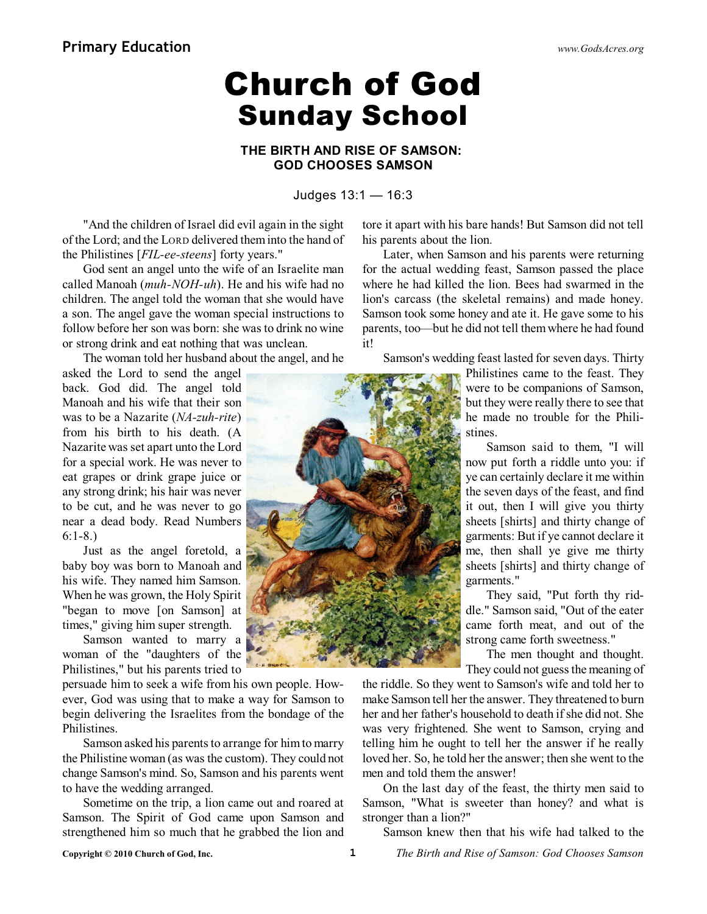# Church of God Sunday School

**THE BIRTH AND RISE OF SAMSON: GOD CHOOSES SAMSON**

Judges 13:1 — 16:3

"And the children of Israel did evil again in the sight of the Lord; and the LORD delivered them into the hand of the Philistines [*FIL-ee-steens*] forty years."

God sent an angel unto the wife of an Israelite man called Manoah (*muh-NOH-uh*). He and his wife had no children. The angel told the woman that she would have a son. The angel gave the woman special instructions to follow before her son was born: she was to drink no wine or strong drink and eat nothing that was unclean.

The woman told her husband about the angel, and he asked the Lord to send the angel back. God did. The angel told Manoah and his wife that their son was to be a Nazarite (*NA-zuh-rite*) from his birth to his death. (A Nazarite was set apart unto the Lord for a special work. He was never to eat grapes or drink grape juice or any strong drink; his hair was never to be cut, and he was never to go near a dead body. Read Numbers 6:1-8.)

Just as the angel foretold, a baby boy was born to Manoah and his wife. They named him Samson. When he was grown, the Holy Spirit "began to move [on Samson] at times," giving him super strength.

Samson wanted to marry a woman of the "daughters of the Philistines," but his parents tried to persuade him to seek a wife from his own people. However, God was using that to make a way for Samson to begin delivering the Israelites from the bondage of the Philistines.

Samson asked his parents to arrange for him to marry the Philistine woman (as was the custom). They could not change Samson's mind. So, Samson and his parents went to have the wedding arranged.

Sometime on the trip, a lion came out and roared at Samson. The Spirit of God came upon Samson and strengthened him so much that he grabbed the lion and tore it apart with his bare hands! But Samson did not tell his parents about the lion.

Later, when Samson and his parents were returning for the actual wedding feast, Samson passed the place where he had killed the lion. Bees had swarmed in the lion's carcass (the skeletal remains) and made honey. Samson took some honey and ate it. He gave some to his parents, too—but he did not tell them where he had found it!

Samson's wedding feast lasted for seven days. Thirty Philistines came to the feast. They were to be companions of Samson, but they were really there to see that he made no trouble for the Philistines.

Samson said to them, "I will now put forth a riddle unto you: if ye can certainly declare it me within the seven days of the feast, and find it out, then I will give you thirty sheets [shirts] and thirty change of garments: But if ye cannot declare it me, then shall ye give me thirty sheets [shirts] and thirty change of garments."

They said, "Put forth thy riddle." Samson said, "Out of the eater came forth meat, and out of the strong came forth sweetness."

The men thought and thought. They could not guess the meaning of the riddle. So they went to Samson's wife and told her to make Samson tell her the answer. They threatened to burn her and her father's household to death if she did not. She was very frightened. She went to Samson, crying and telling him he ought to tell her the answer if he really loved her. So, he told her the answer; then she went to the men and told them the answer!

On the last day of the feast, the thirty men said to Samson, "What is sweeter than honey? and what is stronger than a lion?"

Samson knew then that his wife had talked to the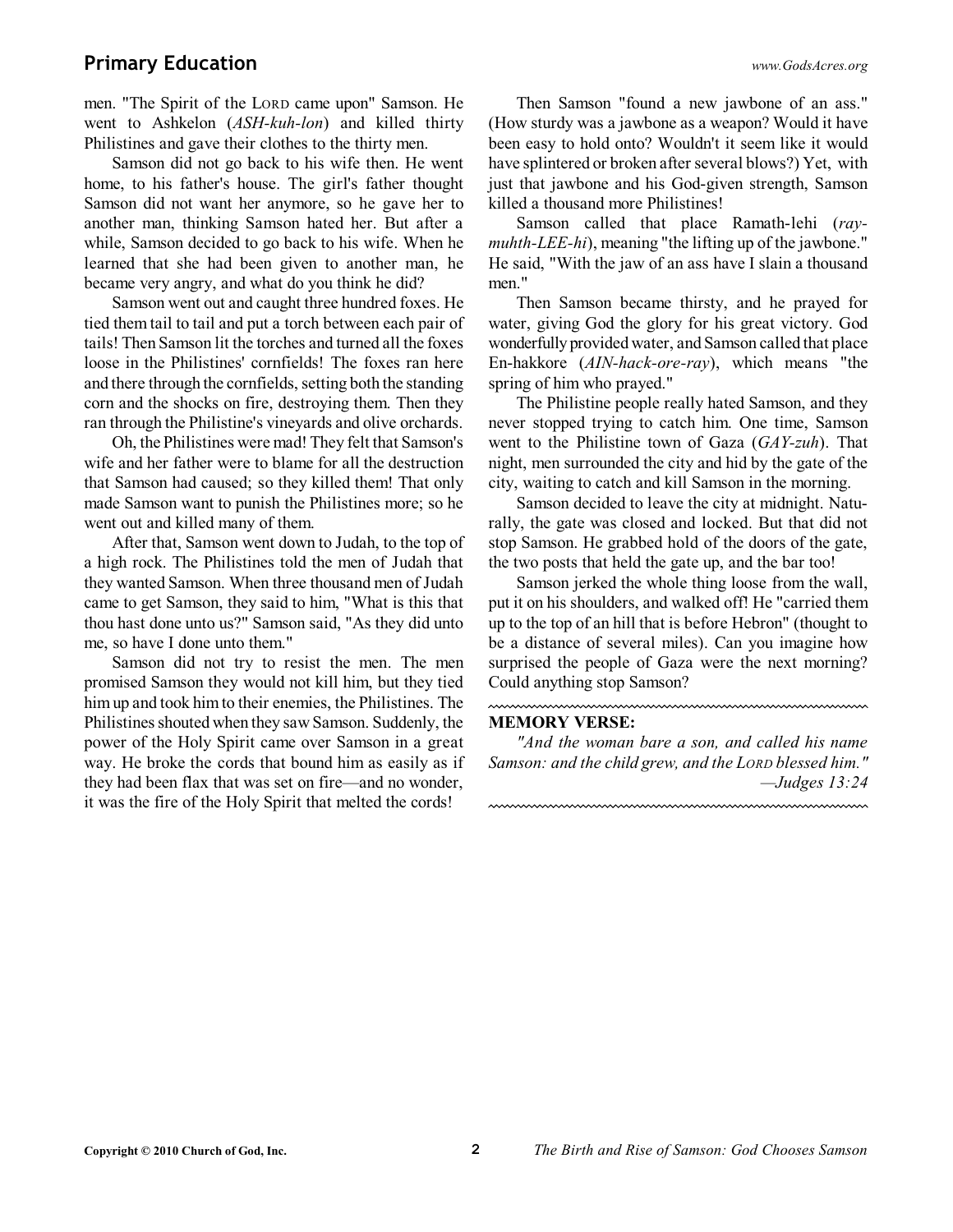men. "The Spirit of the LORD came upon" Samson. He went to Ashkelon (*ASH-kuh-lon*) and killed thirty Philistines and gave their clothes to the thirty men.

Samson did not go back to his wife then. He went home, to his father's house. The girl's father thought Samson did not want her anymore, so he gave her to another man, thinking Samson hated her. But after a while, Samson decided to go back to his wife. When he learned that she had been given to another man, he became very angry, and what do you think he did?

Samson went out and caught three hundred foxes. He tied them tail to tail and put a torch between each pair of tails! Then Samson lit the torches and turned all the foxes loose in the Philistines' cornfields! The foxes ran here and there through the cornfields, setting both the standing corn and the shocks on fire, destroying them. Then they ran through the Philistine's vineyards and olive orchards.

Oh, the Philistines were mad! They felt that Samson's wife and her father were to blame for all the destruction that Samson had caused; so they killed them! That only made Samson want to punish the Philistines more; so he went out and killed many of them.

After that, Samson went down to Judah, to the top of a high rock. The Philistines told the men of Judah that they wanted Samson. When three thousand men of Judah came to get Samson, they said to him, "What is this that thou hast done unto us?" Samson said, "As they did unto me, so have I done unto them."

Samson did not try to resist the men. The men promised Samson they would not kill him, but they tied him up and took him to their enemies, the Philistines. The Philistines shouted when they saw Samson. Suddenly, the power of the Holy Spirit came over Samson in a great way. He broke the cords that bound him as easily as if they had been flax that was set on fire—and no wonder, it was the fire of the Holy Spirit that melted the cords!

Then Samson "found a new jawbone of an ass." (How sturdy was a jawbone as a weapon? Would it have been easy to hold onto? Wouldn't it seem like it would have splintered or broken after several blows?) Yet, with just that jawbone and his God-given strength, Samson killed a thousand more Philistines!

Samson called that place Ramath-lehi (*ray-muhth-LEE-hi*), meaning "the lifting up of the jawbone." He said, "With the jaw of an ass have I slain a thousand men."

Then Samson became thirsty, and he prayed for water, giving God the glory for his great victory. God wonderfully provided water, and Samson called that place En-hakkore (*AIN-hack-ore-ray*), which means "the spring of him who prayed."

The Philistine people really hated Samson, and they never stopped trying to catch him. One time, Samson went to the Philistine town of Gaza (*GAY-zuh*). That night, men surrounded the city and hid by the gate of the city, waiting to catch and kill Samson in the morning.

Samson decided to leave the city at midnight. Naturally, the gate was closed and locked. But that did not stop Samson. He grabbed hold of the doors of the gate, the two posts that held the gate up, and the bar too!

Samson jerked the whole thing loose from the wall, put it on his shoulders, and walked off! He "carried them up to the top of an hill that is before Hebron" (thought to be a distance of several miles). Can you imagine how surprised the people of Gaza were the next morning? Could anything stop Samson?

---

**MEMORY VERSE:**

*"And the woman bare a son, and called his name Samson: and the child grew, and the LORD blessed him."*
*—Judges 13:24*

---